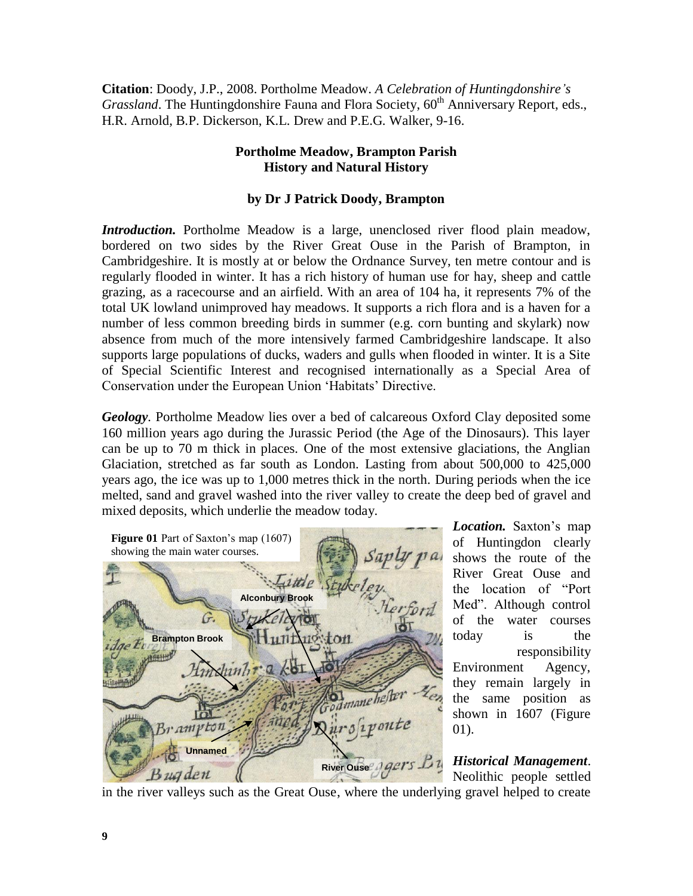**Citation**: Doody, J.P., 2008. Portholme Meadow. *A Celebration of Huntingdonshire's Grassland*. The Huntingdonshire Fauna and Flora Society, 60th Anniversary Report, eds., H.R. Arnold, B.P. Dickerson, K.L. Drew and P.E.G. Walker, 9-16.

## Portholme Meadow, Brampton Parish
## History and Natural History

### by Dr J Patrick Doody, Brampton

***Introduction.*** Portholme Meadow is a large, unenclosed river flood plain meadow, bordered on two sides by the River Great Ouse in the Parish of Brampton, in Cambridgeshire. It is mostly at or below the Ordnance Survey, ten metre contour and is regularly flooded in winter. It has a rich history of human use for hay, sheep and cattle grazing, as a racecourse and an airfield. With an area of 104 ha, it represents 7% of the total UK lowland unimproved hay meadows. It supports a rich flora and is a haven for a number of less common breeding birds in summer (e.g. corn bunting and skylark) now absence from much of the more intensively farmed Cambridgeshire landscape. It also supports large populations of ducks, waders and gulls when flooded in winter. It is a Site of Special Scientific Interest and recognised internationally as a Special Area of Conservation under the European Union 'Habitats' Directive.

***Geology***. Portholme Meadow lies over a bed of calcareous Oxford Clay deposited some 160 million years ago during the Jurassic Period (the Age of the Dinosaurs). This layer can be up to 70 m thick in places. One of the most extensive glaciations, the Anglian Glaciation, stretched as far south as London. Lasting from about 500,000 to 425,000 years ago, the ice was up to 1,000 metres thick in the north. During periods when the ice melted, sand and gravel washed into the river valley to create the deep bed of gravel and mixed deposits, which underlie the meadow today.

**Figure 01** Part of Saxton's map (1607) showing the main water courses.

***Location.*** Saxton's map of Huntingdon clearly shows the route of the River Great Ouse and the location of "Port Med". Although control of the water courses today is the responsibility Environment Agency, they remain largely in the same position as shown in 1607 (Figure 01).

***Historical Management***. Neolithic people settled in the river valleys such as the Great Ouse, where the underlying gravel helped to create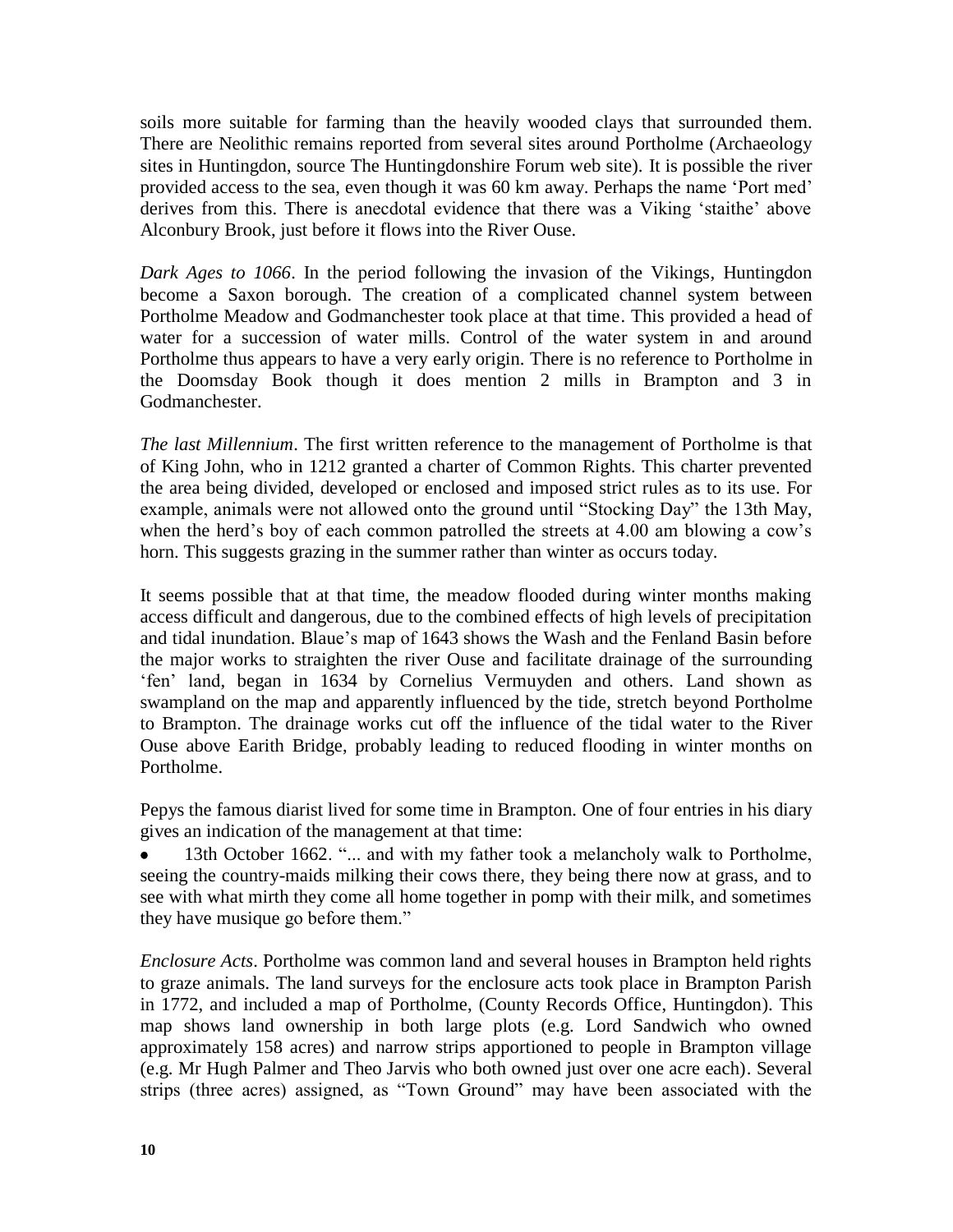soils more suitable for farming than the heavily wooded clays that surrounded them. There are Neolithic remains reported from several sites around Portholme (Archaeology sites in Huntingdon, source The Huntingdonshire Forum web site). It is possible the river provided access to the sea, even though it was 60 km away. Perhaps the name 'Port med' derives from this. There is anecdotal evidence that there was a Viking 'staithe' above Alconbury Brook, just before it flows into the River Ouse.

*Dark Ages to 1066*. In the period following the invasion of the Vikings, Huntingdon become a Saxon borough. The creation of a complicated channel system between Portholme Meadow and Godmanchester took place at that time. This provided a head of water for a succession of water mills. Control of the water system in and around Portholme thus appears to have a very early origin. There is no reference to Portholme in the Doomsday Book though it does mention 2 mills in Brampton and 3 in Godmanchester.

*The last Millennium*. The first written reference to the management of Portholme is that of King John, who in 1212 granted a charter of Common Rights. This charter prevented the area being divided, developed or enclosed and imposed strict rules as to its use. For example, animals were not allowed onto the ground until "Stocking Day" the 13th May, when the herd's boy of each common patrolled the streets at 4.00 am blowing a cow's horn. This suggests grazing in the summer rather than winter as occurs today.

It seems possible that at that time, the meadow flooded during winter months making access difficult and dangerous, due to the combined effects of high levels of precipitation and tidal inundation. Blaue's map of 1643 shows the Wash and the Fenland Basin before the major works to straighten the river Ouse and facilitate drainage of the surrounding 'fen' land, began in 1634 by Cornelius Vermuyden and others. Land shown as swampland on the map and apparently influenced by the tide, stretch beyond Portholme to Brampton. The drainage works cut off the influence of the tidal water to the River Ouse above Earith Bridge, probably leading to reduced flooding in winter months on Portholme.

Pepys the famous diarist lived for some time in Brampton. One of four entries in his diary gives an indication of the management at that time:

- 13th October 1662. "... and with my father took a melancholy walk to Portholme, seeing the country-maids milking their cows there, they being there now at grass, and to see with what mirth they come all home together in pomp with their milk, and sometimes they have musique go before them."

*Enclosure Acts*. Portholme was common land and several houses in Brampton held rights to graze animals. The land surveys for the enclosure acts took place in Brampton Parish in 1772, and included a map of Portholme, (County Records Office, Huntingdon). This map shows land ownership in both large plots (e.g. Lord Sandwich who owned approximately 158 acres) and narrow strips apportioned to people in Brampton village (e.g. Mr Hugh Palmer and Theo Jarvis who both owned just over one acre each). Several strips (three acres) assigned, as "Town Ground" may have been associated with the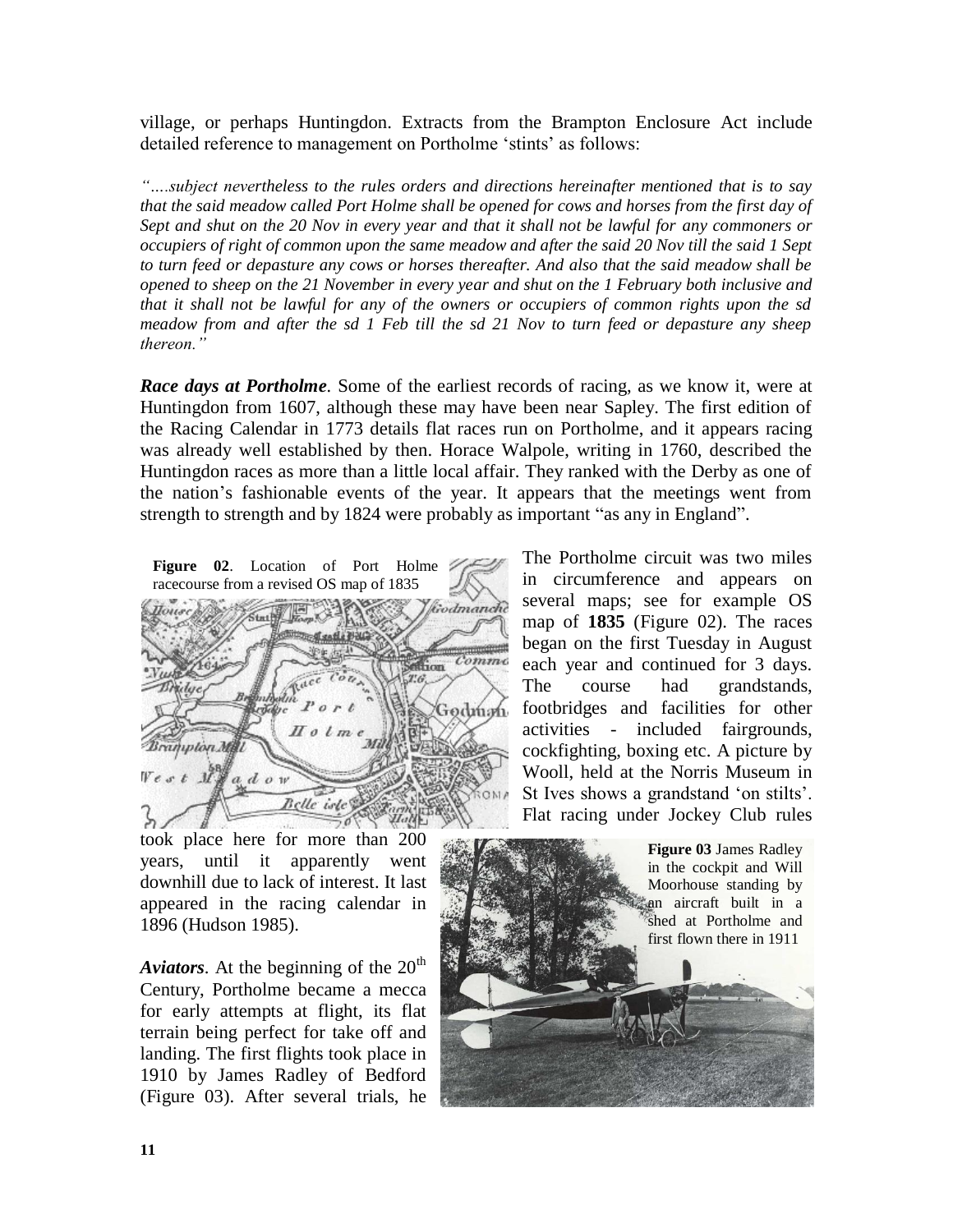village, or perhaps Huntingdon. Extracts from the Brampton Enclosure Act include detailed reference to management on Portholme 'stints' as follows:

*"….subject nevertheless to the rules orders and directions hereinafter mentioned that is to say that the said meadow called Port Holme shall be opened for cows and horses from the first day of Sept and shut on the 20 Nov in every year and that it shall not be lawful for any commoners or occupiers of right of common upon the same meadow and after the said 20 Nov till the said 1 Sept to turn feed or depasture any cows or horses thereafter. And also that the said meadow shall be opened to sheep on the 21 November in every year and shut on the 1 February both inclusive and that it shall not be lawful for any of the owners or occupiers of common rights upon the sd meadow from and after the sd 1 Feb till the sd 21 Nov to turn feed or depasture any sheep thereon."*

***Race days at Portholme***. Some of the earliest records of racing, as we know it, were at Huntingdon from 1607, although these may have been near Sapley. The first edition of the Racing Calendar in 1773 details flat races run on Portholme, and it appears racing was already well established by then. Horace Walpole, writing in 1760, described the Huntingdon races as more than a little local affair. They ranked with the Derby as one of the nation's fashionable events of the year. It appears that the meetings went from strength to strength and by 1824 were probably as important "as any in England".

**Figure 02**. Location of Port Holme racecourse from a revised OS map of 1835

The Portholme circuit was two miles in circumference and appears on several maps; see for example OS map of **1835** (Figure 02). The races began on the first Tuesday in August each year and continued for 3 days. The course had grandstands, footbridges and facilities for other activities - included fairgrounds, cockfighting, boxing etc. A picture by Wooll, held at the Norris Museum in St Ives shows a grandstand 'on stilts'. Flat racing under Jockey Club rules took place here for more than 200 years, until it apparently went downhill due to lack of interest. It last appeared in the racing calendar in 1896 (Hudson 1985).

***Aviators***. At the beginning of the 20th Century, Portholme became a mecca for early attempts at flight, its flat terrain being perfect for take off and landing. The first flights took place in 1910 by James Radley of Bedford (Figure 03). After several trials, he

**Figure 03** James Radley in the cockpit and Will Moorhouse standing by an aircraft built in a shed at Portholme and first flown there in 1911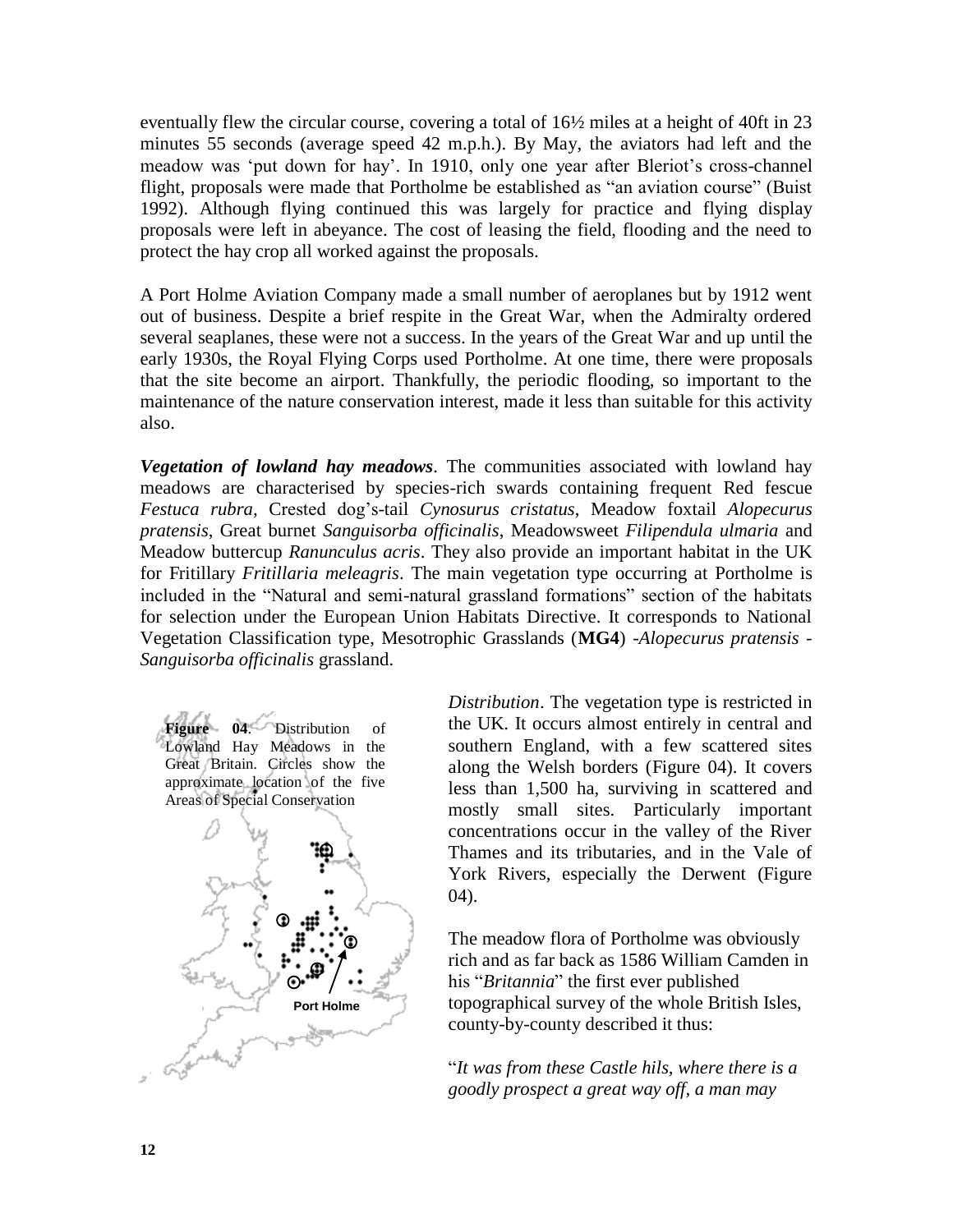eventually flew the circular course, covering a total of 16½ miles at a height of 40ft in 23 minutes 55 seconds (average speed 42 m.p.h.). By May, the aviators had left and the meadow was 'put down for hay'. In 1910, only one year after Bleriot's cross-channel flight, proposals were made that Portholme be established as "an aviation course" (Buist 1992). Although flying continued this was largely for practice and flying display proposals were left in abeyance. The cost of leasing the field, flooding and the need to protect the hay crop all worked against the proposals.

A Port Holme Aviation Company made a small number of aeroplanes but by 1912 went out of business. Despite a brief respite in the Great War, when the Admiralty ordered several seaplanes, these were not a success. In the years of the Great War and up until the early 1930s, the Royal Flying Corps used Portholme. At one time, there were proposals that the site become an airport. Thankfully, the periodic flooding, so important to the maintenance of the nature conservation interest, made it less than suitable for this activity also.

***Vegetation of lowland hay meadows***. The communities associated with lowland hay meadows are characterised by species-rich swards containing frequent Red fescue *Festuca rubra*, Crested dog's-tail *Cynosurus cristatus*, Meadow foxtail *Alopecurus pratensis*, Great burnet *Sanguisorba officinalis*, Meadowsweet *Filipendula ulmaria* and Meadow buttercup *Ranunculus acris*. They also provide an important habitat in the UK for Fritillary *Fritillaria meleagris*. The main vegetation type occurring at Portholme is included in the "Natural and semi-natural grassland formations" section of the habitats for selection under the European Union Habitats Directive. It corresponds to National Vegetation Classification type, Mesotrophic Grasslands (**MG4**) -*Alopecurus pratensis* - *Sanguisorba officinalis* grassland.

**Figure 04**. Distribution of Lowland Hay Meadows in the Great Britain. Circles show the approximate location of the five Areas of Special Conservation

Port Holme

*Distribution*. The vegetation type is restricted in the UK. It occurs almost entirely in central and southern England, with a few scattered sites along the Welsh borders (Figure 04). It covers less than 1,500 ha, surviving in scattered and mostly small sites. Particularly important concentrations occur in the valley of the River Thames and its tributaries, and in the Vale of York Rivers, especially the Derwent (Figure 04).

The meadow flora of Portholme was obviously rich and as far back as 1586 William Camden in his "*Britannia*" the first ever published topographical survey of the whole British Isles, county-by-county described it thus:

"*It was from these Castle hils, where there is a goodly prospect a great way off, a man may*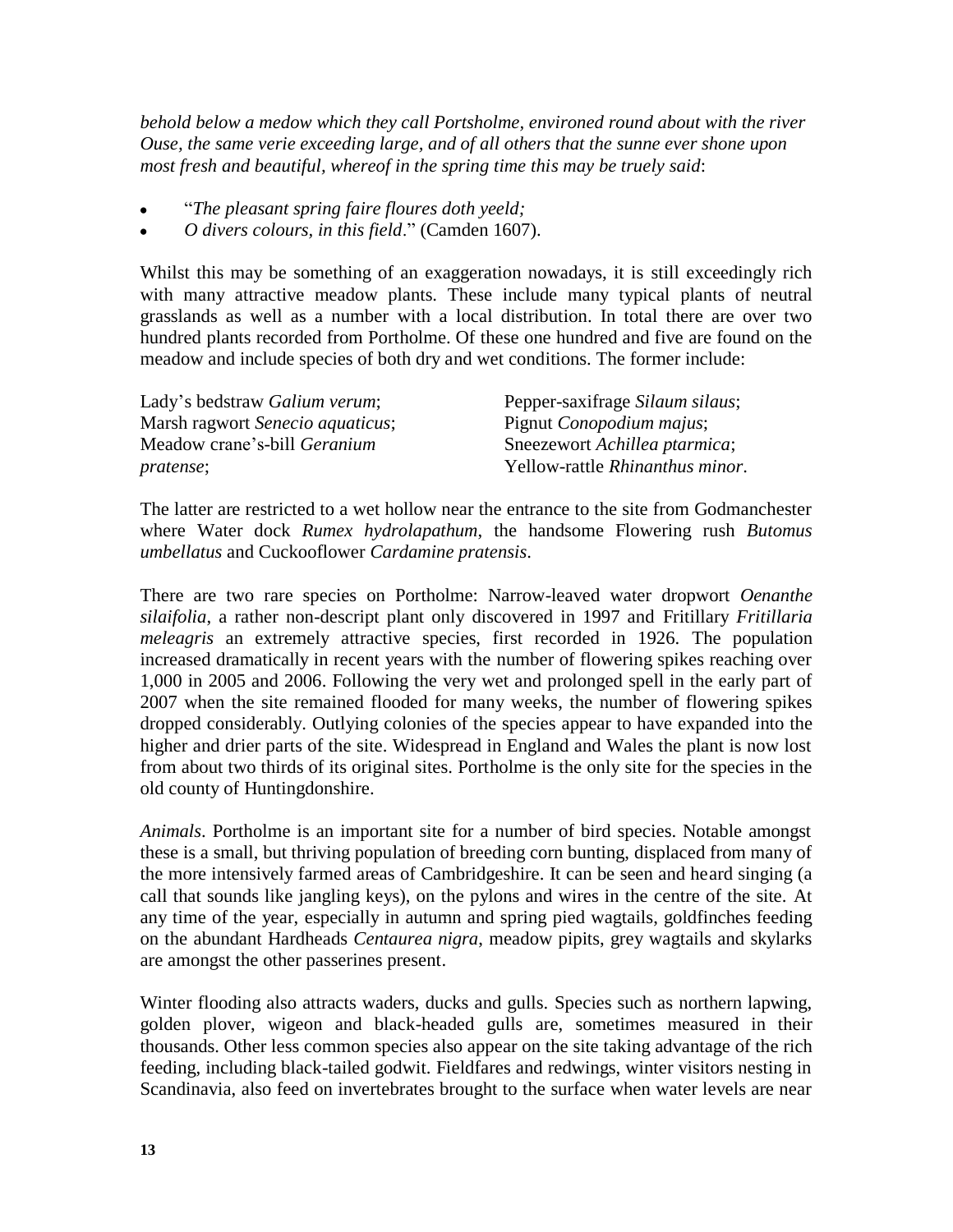*behold below a medow which they call Portsholme, environed round about with the river Ouse, the same verie exceeding large, and of all others that the sunne ever shone upon most fresh and beautiful, whereof in the spring time this may be truely said*:

- "*The pleasant spring faire floures doth yeeld;*
- *O divers colours, in this field*." (Camden 1607).

Whilst this may be something of an exaggeration nowadays, it is still exceedingly rich with many attractive meadow plants. These include many typical plants of neutral grasslands as well as a number with a local distribution. In total there are over two hundred plants recorded from Portholme. Of these one hundred and five are found on the meadow and include species of both dry and wet conditions. The former include:

Lady's bedstraw *Galium verum*;
Marsh ragwort *Senecio aquaticus*;
Meadow crane's-bill *Geranium pratense*;
Pepper-saxifrage *Silaum silaus*;
Pignut *Conopodium majus*;
Sneezewort *Achillea ptarmica*;
Yellow-rattle *Rhinanthus minor*.

The latter are restricted to a wet hollow near the entrance to the site from Godmanchester where Water dock *Rumex hydrolapathum*, the handsome Flowering rush *Butomus umbellatus* and Cuckooflower *Cardamine pratensis*.

There are two rare species on Portholme: Narrow-leaved water dropwort *Oenanthe silaifolia*, a rather non-descript plant only discovered in 1997 and Fritillary *Fritillaria meleagris* an extremely attractive species, first recorded in 1926. The population increased dramatically in recent years with the number of flowering spikes reaching over 1,000 in 2005 and 2006. Following the very wet and prolonged spell in the early part of 2007 when the site remained flooded for many weeks, the number of flowering spikes dropped considerably. Outlying colonies of the species appear to have expanded into the higher and drier parts of the site. Widespread in England and Wales the plant is now lost from about two thirds of its original sites. Portholme is the only site for the species in the old county of Huntingdonshire.

*Animals*. Portholme is an important site for a number of bird species. Notable amongst these is a small, but thriving population of breeding corn bunting, displaced from many of the more intensively farmed areas of Cambridgeshire. It can be seen and heard singing (a call that sounds like jangling keys), on the pylons and wires in the centre of the site. At any time of the year, especially in autumn and spring pied wagtails, goldfinches feeding on the abundant Hardheads *Centaurea nigra*, meadow pipits, grey wagtails and skylarks are amongst the other passerines present.

Winter flooding also attracts waders, ducks and gulls. Species such as northern lapwing, golden plover, wigeon and black-headed gulls are, sometimes measured in their thousands. Other less common species also appear on the site taking advantage of the rich feeding, including black-tailed godwit. Fieldfares and redwings, winter visitors nesting in Scandinavia, also feed on invertebrates brought to the surface when water levels are near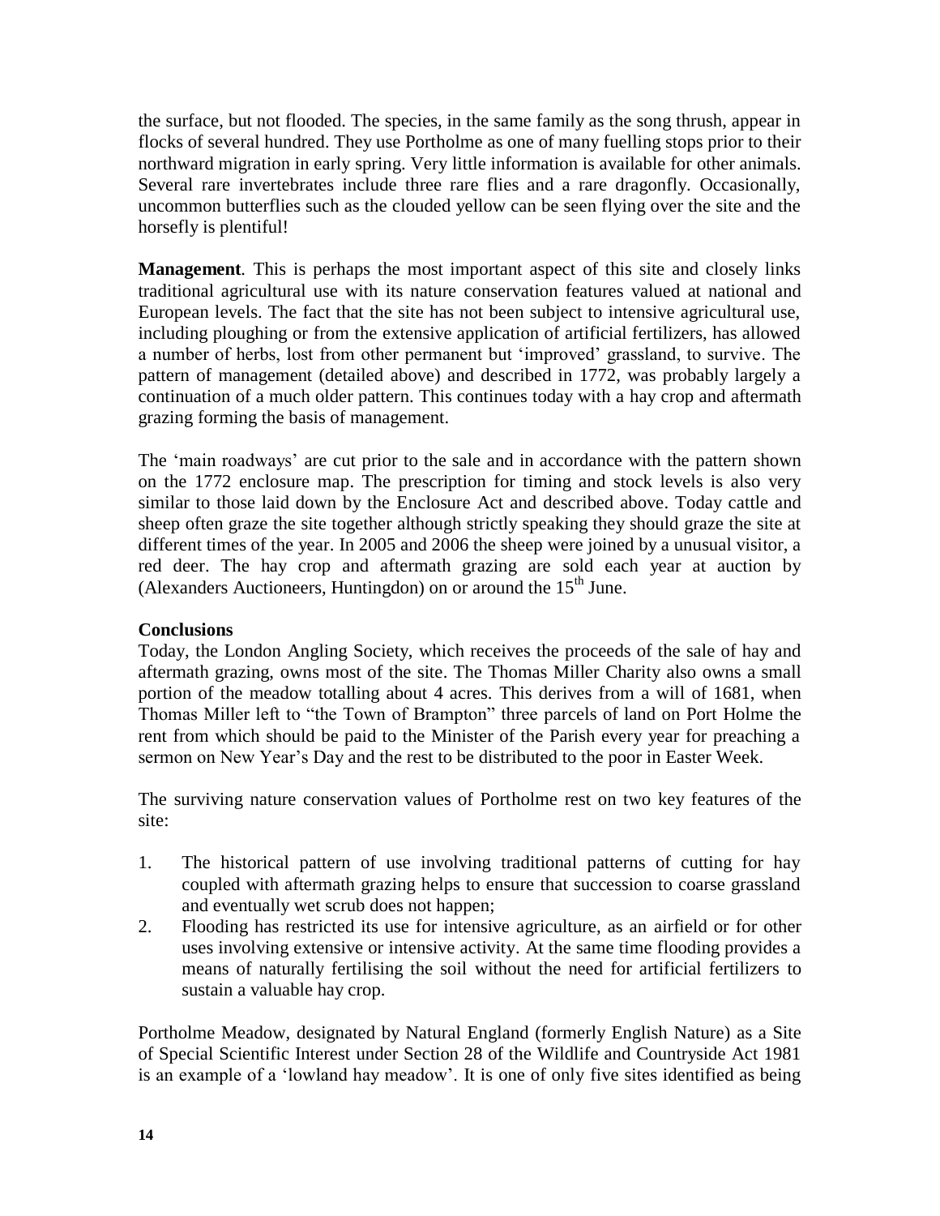the surface, but not flooded. The species, in the same family as the song thrush, appear in flocks of several hundred. They use Portholme as one of many fuelling stops prior to their northward migration in early spring. Very little information is available for other animals. Several rare invertebrates include three rare flies and a rare dragonfly. Occasionally, uncommon butterflies such as the clouded yellow can be seen flying over the site and the horsefly is plentiful!

**Management**. This is perhaps the most important aspect of this site and closely links traditional agricultural use with its nature conservation features valued at national and European levels. The fact that the site has not been subject to intensive agricultural use, including ploughing or from the extensive application of artificial fertilizers, has allowed a number of herbs, lost from other permanent but 'improved' grassland, to survive. The pattern of management (detailed above) and described in 1772, was probably largely a continuation of a much older pattern. This continues today with a hay crop and aftermath grazing forming the basis of management.

The 'main roadways' are cut prior to the sale and in accordance with the pattern shown on the 1772 enclosure map. The prescription for timing and stock levels is also very similar to those laid down by the Enclosure Act and described above. Today cattle and sheep often graze the site together although strictly speaking they should graze the site at different times of the year. In 2005 and 2006 the sheep were joined by a unusual visitor, a red deer. The hay crop and aftermath grazing are sold each year at auction by (Alexanders Auctioneers, Huntingdon) on or around the 15th June.

**Conclusions**

Today, the London Angling Society, which receives the proceeds of the sale of hay and aftermath grazing, owns most of the site. The Thomas Miller Charity also owns a small portion of the meadow totalling about 4 acres. This derives from a will of 1681, when Thomas Miller left to "the Town of Brampton" three parcels of land on Port Holme the rent from which should be paid to the Minister of the Parish every year for preaching a sermon on New Year's Day and the rest to be distributed to the poor in Easter Week.

The surviving nature conservation values of Portholme rest on two key features of the site:

1. The historical pattern of use involving traditional patterns of cutting for hay coupled with aftermath grazing helps to ensure that succession to coarse grassland and eventually wet scrub does not happen;
2. Flooding has restricted its use for intensive agriculture, as an airfield or for other uses involving extensive or intensive activity. At the same time flooding provides a means of naturally fertilising the soil without the need for artificial fertilizers to sustain a valuable hay crop.

Portholme Meadow, designated by Natural England (formerly English Nature) as a Site of Special Scientific Interest under Section 28 of the Wildlife and Countryside Act 1981 is an example of a 'lowland hay meadow'. It is one of only five sites identified as being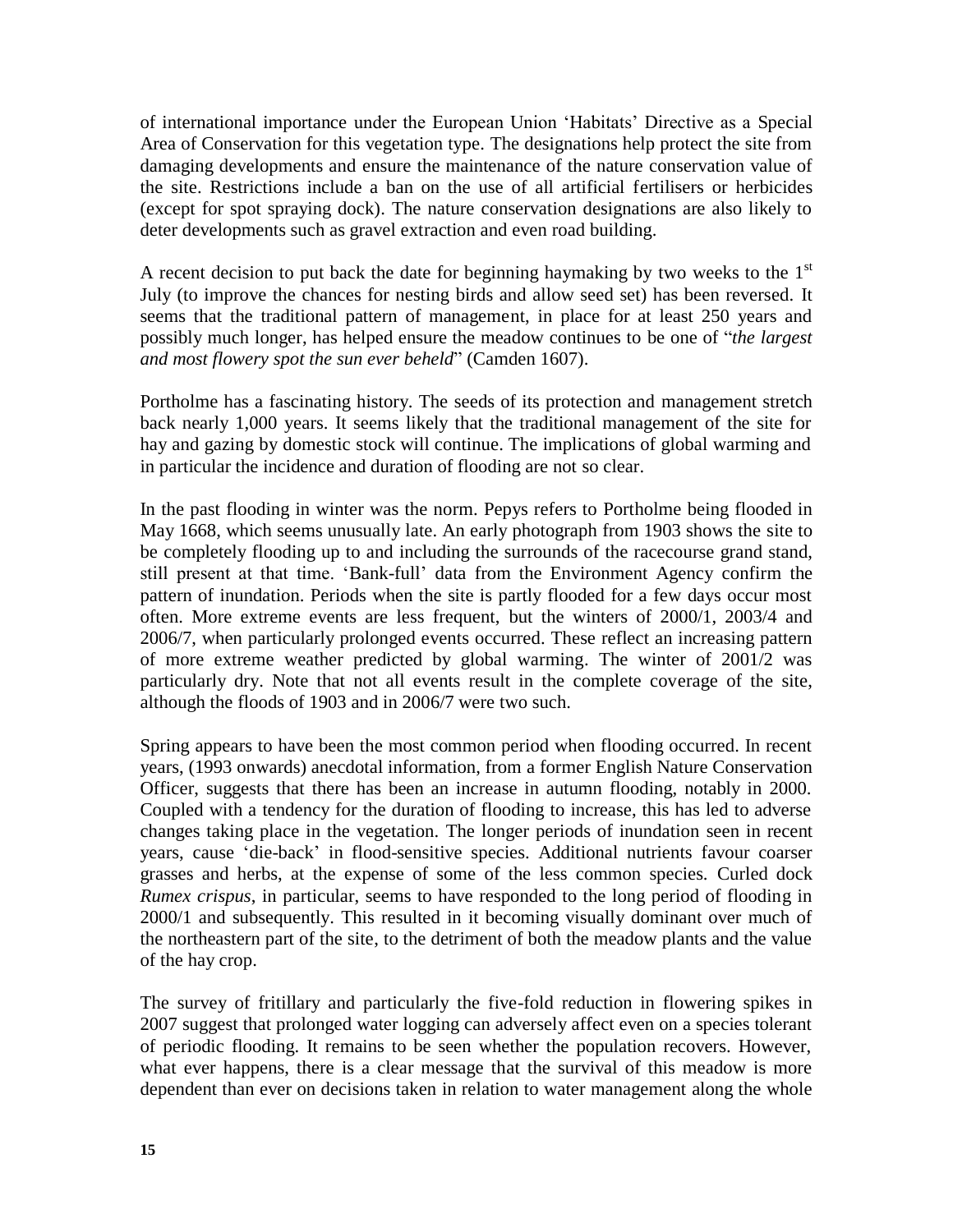of international importance under the European Union 'Habitats' Directive as a Special Area of Conservation for this vegetation type. The designations help protect the site from damaging developments and ensure the maintenance of the nature conservation value of the site. Restrictions include a ban on the use of all artificial fertilisers or herbicides (except for spot spraying dock). The nature conservation designations are also likely to deter developments such as gravel extraction and even road building.

A recent decision to put back the date for beginning haymaking by two weeks to the 1st July (to improve the chances for nesting birds and allow seed set) has been reversed. It seems that the traditional pattern of management, in place for at least 250 years and possibly much longer, has helped ensure the meadow continues to be one of "*the largest and most flowery spot the sun ever beheld*" (Camden 1607).

Portholme has a fascinating history. The seeds of its protection and management stretch back nearly 1,000 years. It seems likely that the traditional management of the site for hay and gazing by domestic stock will continue. The implications of global warming and in particular the incidence and duration of flooding are not so clear.

In the past flooding in winter was the norm. Pepys refers to Portholme being flooded in May 1668, which seems unusually late. An early photograph from 1903 shows the site to be completely flooding up to and including the surrounds of the racecourse grand stand, still present at that time. 'Bank-full' data from the Environment Agency confirm the pattern of inundation. Periods when the site is partly flooded for a few days occur most often. More extreme events are less frequent, but the winters of 2000/1, 2003/4 and 2006/7, when particularly prolonged events occurred. These reflect an increasing pattern of more extreme weather predicted by global warming. The winter of 2001/2 was particularly dry. Note that not all events result in the complete coverage of the site, although the floods of 1903 and in 2006/7 were two such.

Spring appears to have been the most common period when flooding occurred. In recent years, (1993 onwards) anecdotal information, from a former English Nature Conservation Officer, suggests that there has been an increase in autumn flooding, notably in 2000. Coupled with a tendency for the duration of flooding to increase, this has led to adverse changes taking place in the vegetation. The longer periods of inundation seen in recent years, cause 'die-back' in flood-sensitive species. Additional nutrients favour coarser grasses and herbs, at the expense of some of the less common species. Curled dock *Rumex crispus*, in particular, seems to have responded to the long period of flooding in 2000/1 and subsequently. This resulted in it becoming visually dominant over much of the northeastern part of the site, to the detriment of both the meadow plants and the value of the hay crop.

The survey of fritillary and particularly the five-fold reduction in flowering spikes in 2007 suggest that prolonged water logging can adversely affect even on a species tolerant of periodic flooding. It remains to be seen whether the population recovers. However, what ever happens, there is a clear message that the survival of this meadow is more dependent than ever on decisions taken in relation to water management along the whole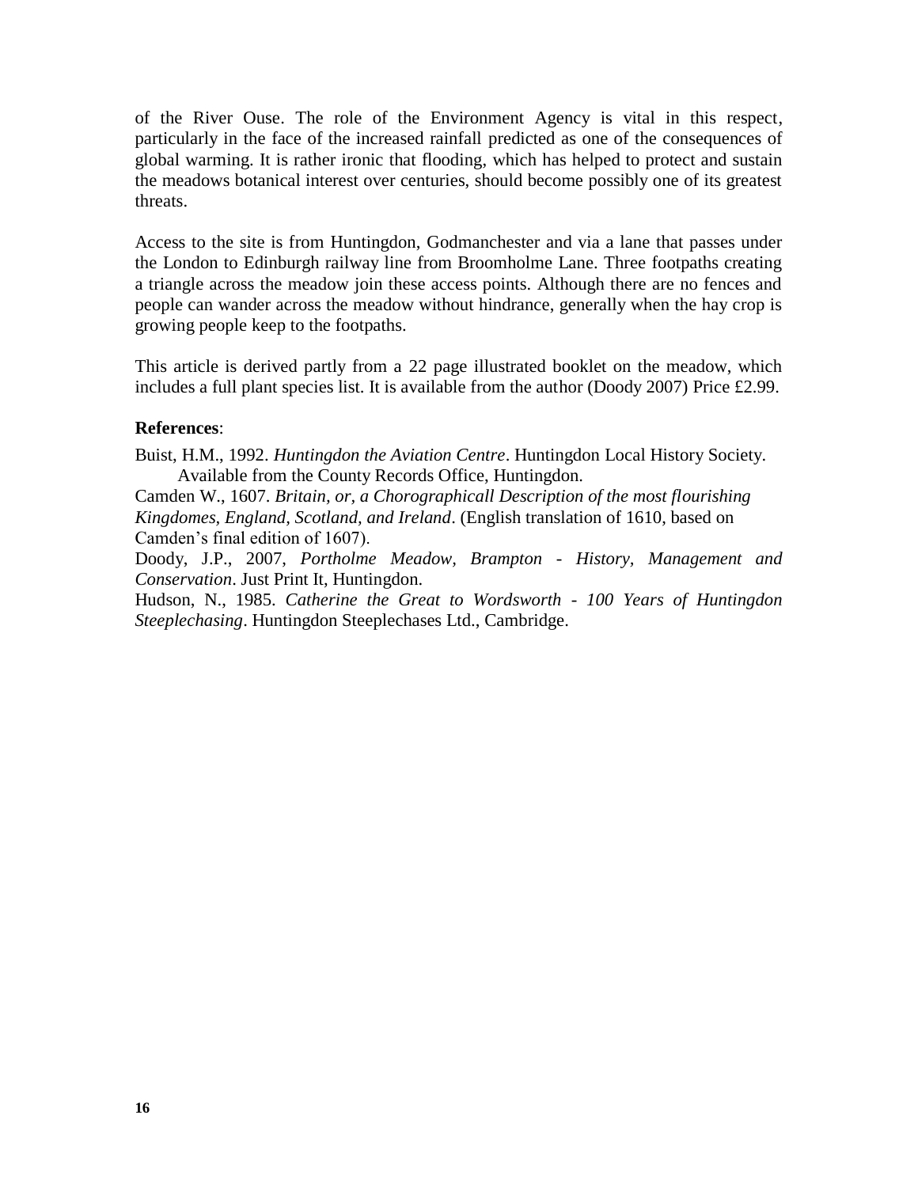of the River Ouse. The role of the Environment Agency is vital in this respect, particularly in the face of the increased rainfall predicted as one of the consequences of global warming. It is rather ironic that flooding, which has helped to protect and sustain the meadows botanical interest over centuries, should become possibly one of its greatest threats.

Access to the site is from Huntingdon, Godmanchester and via a lane that passes under the London to Edinburgh railway line from Broomholme Lane. Three footpaths creating a triangle across the meadow join these access points. Although there are no fences and people can wander across the meadow without hindrance, generally when the hay crop is growing people keep to the footpaths.

This article is derived partly from a 22 page illustrated booklet on the meadow, which includes a full plant species list. It is available from the author (Doody 2007) Price £2.99.

**References**:

Buist, H.M., 1992. *Huntingdon the Aviation Centre*. Huntingdon Local History Society. Available from the County Records Office, Huntingdon.

Camden W., 1607. *Britain, or, a Chorographicall Description of the most flourishing Kingdomes, England, Scotland, and Ireland*. (English translation of 1610, based on Camden's final edition of 1607).

Doody, J.P., 2007, *Portholme Meadow, Brampton - History, Management and Conservation*. Just Print It, Huntingdon.

Hudson, N., 1985. *Catherine the Great to Wordsworth - 100 Years of Huntingdon Steeplechasing*. Huntingdon Steeplechases Ltd., Cambridge.